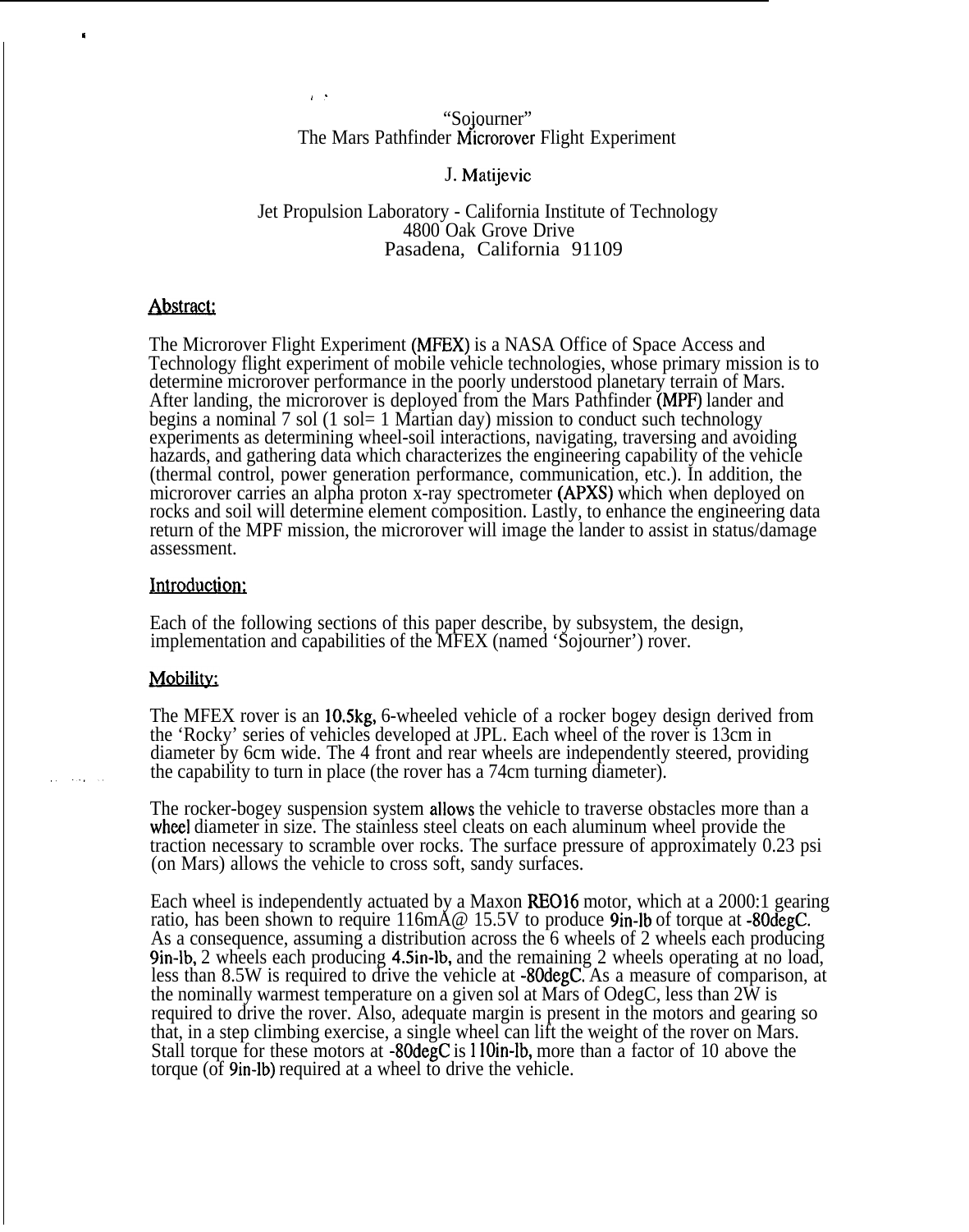# "Sojourner"
# The Mars Pathfinder Microrover Flight Experiment

J. Matijevic

Jet Propulsion Laboratory - California Institute of Technology
4800 Oak Grove Drive
Pasadena, California 91109

## Abstract:

The Microrover Flight Experiment (MFEX) is a NASA Office of Space Access and Technology flight experiment of mobile vehicle technologies, whose primary mission is to determine microrover performance in the poorly understood planetary terrain of Mars. After landing, the microrover is deployed from the Mars Pathfinder (MPF) lander and begins a nominal 7 sol (1 sol= 1 Martian day) mission to conduct such technology experiments as determining wheel-soil interactions, navigating, traversing and avoiding hazards, and gathering data which characterizes the engineering capability of the vehicle (thermal control, power generation performance, communication, etc.). In addition, the microrover carries an alpha proton x-ray spectrometer (APXS) which when deployed on rocks and soil will determine element composition. Lastly, to enhance the engineering data return of the MPF mission, the microrover will image the lander to assist in status/damage assessment.

## Introduction:

Each of the following sections of this paper describe, by subsystem, the design, implementation and capabilities of the MFEX (named 'Sojourner') rover.

## Mobility:

The MFEX rover is an 10.5kg, 6-wheeled vehicle of a rocker bogey design derived from the 'Rocky' series of vehicles developed at JPL. Each wheel of the rover is 13cm in diameter by 6cm wide. The 4 front and rear wheels are independently steered, providing the capability to turn in place (the rover has a 74cm turning diameter).

The rocker-bogey suspension system allows the vehicle to traverse obstacles more than a wheel diameter in size. The stainless steel cleats on each aluminum wheel provide the traction necessary to scramble over rocks. The surface pressure of approximately 0.23 psi (on Mars) allows the vehicle to cross soft, sandy surfaces.

Each wheel is independently actuated by a Maxon REO16 motor, which at a 2000:1 gearing ratio, has been shown to require 116mA@ 15.5V to produce 9in-lb of torque at -80degC. As a consequence, assuming a distribution across the 6 wheels of 2 wheels each producing 9in-lb, 2 wheels each producing 4.5in-lb, and the remaining 2 wheels operating at no load, less than 8.5W is required to drive the vehicle at -80degC. As a measure of comparison, at the nominally warmest temperature on a given sol at Mars of OdegC, less than 2W is required to drive the rover. Also, adequate margin is present in the motors and gearing so that, in a step climbing exercise, a single wheel can lift the weight of the rover on Mars. Stall torque for these motors at -80degC is 110in-lb, more than a factor of 10 above the torque (of 9in-lb) required at a wheel to drive the vehicle.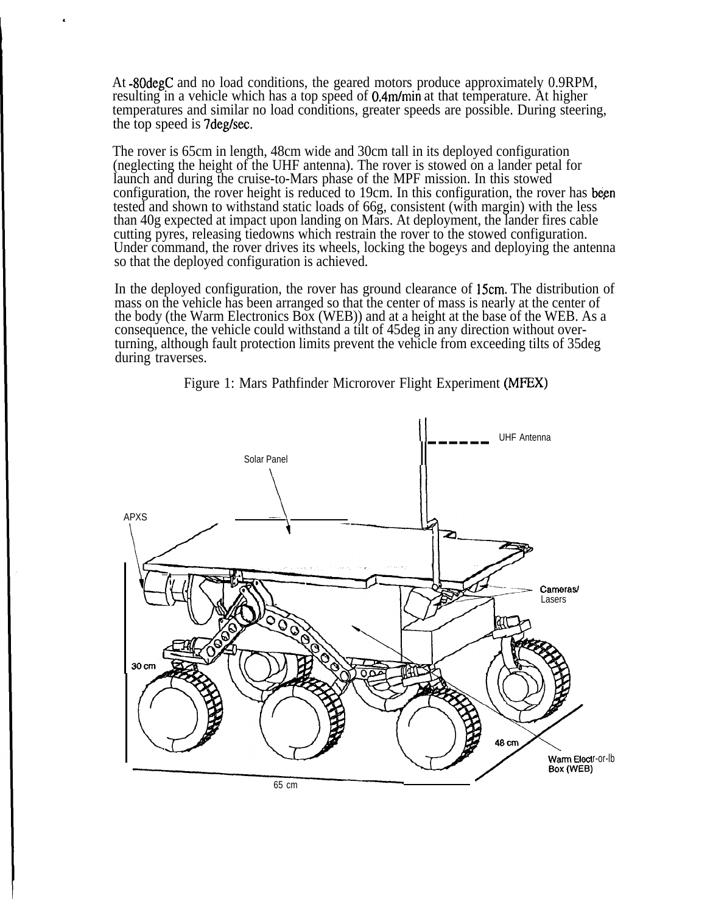At -80degC and no load conditions, the geared motors produce approximately 0.9RPM, resulting in a vehicle which has a top speed of 0.4m/min at that temperature. At higher temperatures and similar no load conditions, greater speeds are possible. During steering, the top speed is 7deg/sec.

The rover is 65cm in length, 48cm wide and 30cm tall in its deployed configuration (neglecting the height of the UHF antenna). The rover is stowed on a lander petal for launch and during the cruise-to-Mars phase of the MPF mission. In this stowed configuration, the rover height is reduced to 19cm. In this configuration, the rover has been tested and shown to withstand static loads of 66g, consistent (with margin) with the less than 40g expected at impact upon landing on Mars. At deployment, the lander fires cable cutting pyres, releasing tiedowns which restrain the rover to the stowed configuration. Under command, the rover drives its wheels, locking the bogeys and deploying the antenna so that the deployed configuration is achieved.

In the deployed configuration, the rover has ground clearance of 15cm. The distribution of mass on the vehicle has been arranged so that the center of mass is nearly at the center of the body (the Warm Electronics Box (WEB)) and at a height at the base of the WEB. As a consequence, the vehicle could withstand a tilt of 45deg in any direction without over-turning, although fault protection limits prevent the vehicle from exceeding tilts of 35deg during traverses.

Figure 1: Mars Pathfinder Microrover Flight Experiment (MFEX)

UHF Antenna

Solar Panel

APXS

Cameras/ Lasers

30 cm

48 cm

Warm Electronics Box (WEB)

65 cm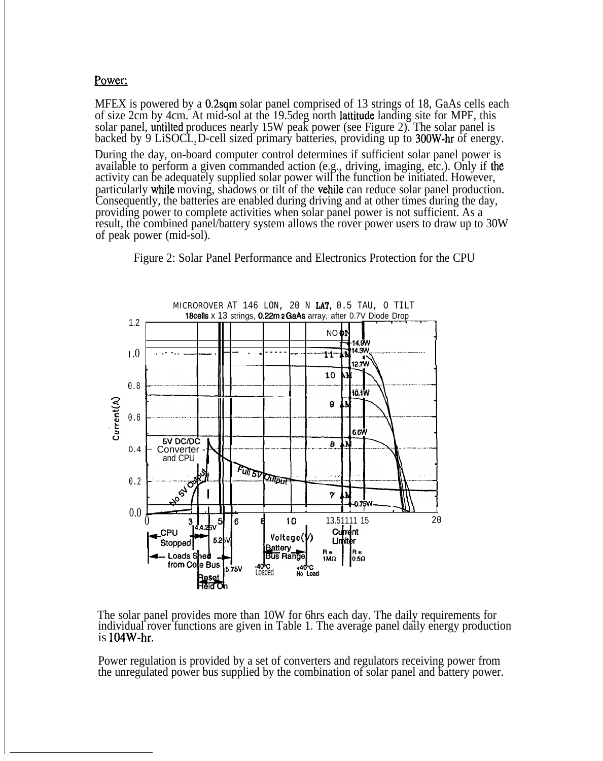## Power:

MFEX is powered by a 0.2sqm solar panel comprised of 13 strings of 18, GaAs cells each of size 2cm by 4cm. At mid-sol at the 19.5deg north lattitude landing site for MPF, this solar panel, untilted produces nearly 15W peak power (see Figure 2). The solar panel is backed by 9 $LiSOCL_2$ D-cell sized primary batteries, providing up to 300W-hr of energy.

During the day, on-board computer control determines if sufficient solar panel power is available to perform a given commanded action (e.g., driving, imaging, etc.). Only if the activity can be adequately supplied solar power will the function be initiated. However, particularly while moving, shadows or tilt of the vehile can reduce solar panel production. Consequently, the batteries are enabled during driving and at other times during the day, providing power to complete activities when solar panel power is not sufficient. As a result, the combined panel/battery system allows the rover power users to draw up to 30W of peak power (mid-sol).

Figure 2: Solar Panel Performance and Electronics Protection for the CPU

MICROROVER AT 146 LON, 20 N LAT, 0.5 TAU, 0 TILT
18cells x 13 strings, 0.22m2 GaAs array, after 0.7V Diode Drop

Current(A)
1.2
1.0
0.8
0.6
0.4
0.2
0.0

NOON
14.9W
14.3W
11 AM
12.7W
10 AM
10.1W
9 AM
6.6W
8 AM
7 AM
0.75W
5V DC/DC Converter and CPU
Full 5V Output
No 5V Output

0 3 5 6 8 10 13.51111 15 20
Voltage(V)
4.4.25V
5.25V
5.75V
CPU Stopped
Loads Shed from Core Bus
Reset Held On
Battery Bus Range
-40°C Loaded
+40°C No Load
Current Limiter
R = 1MΩ
R = 0.5Ω

The solar panel provides more than 10W for 6hrs each day. The daily requirements for individual rover functions are given in Table 1. The average panel daily energy production is 104W-hr.

Power regulation is provided by a set of converters and regulators receiving power from the unregulated power bus supplied by the combination of solar panel and battery power.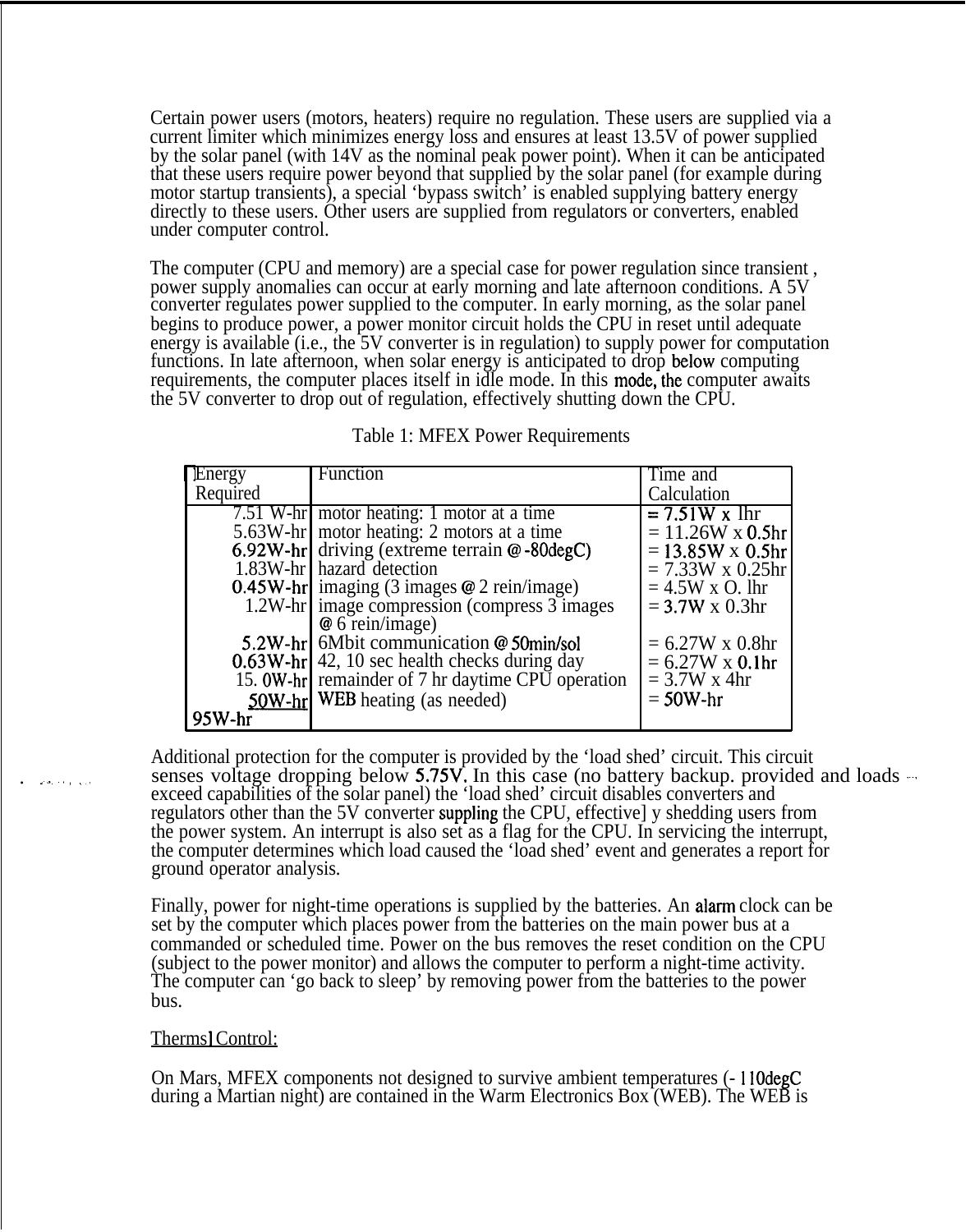Certain power users (motors, heaters) require no regulation. These users are supplied via a current limiter which minimizes energy loss and ensures at least 13.5V of power supplied by the solar panel (with 14V as the nominal peak power point). When it can be anticipated that these users require power beyond that supplied by the solar panel (for example during motor startup transients), a special 'bypass switch' is enabled supplying battery energy directly to these users. Other users are supplied from regulators or converters, enabled under computer control.

The computer (CPU and memory) are a special case for power regulation since transient , power supply anomalies can occur at early morning and late afternoon conditions. A 5V converter regulates power supplied to the computer. In early morning, as the solar panel begins to produce power, a power monitor circuit holds the CPU in reset until adequate energy is available (i.e., the 5V converter is in regulation) to supply power for computation functions. In late afternoon, when solar energy is anticipated to drop below computing requirements, the computer places itself in idle mode. In this mode, the computer awaits the 5V converter to drop out of regulation, effectively shutting down the CPU.

Table 1: MFEX Power Requirements

| Energy Required | Function | Time and Calculation |
|---|---|---|
| 7.51 W-hr | motor heating: 1 motor at a time | = 7.51W x 1hr |
| 5.63W-hr | motor heating: 2 motors at a time | = 11.26W x 0.5hr |
| 6.92W-hr | driving (extreme terrain @ -80degC) | = 13.85W x 0.5hr |
| 1.83W-hr | hazard detection | = 7.33W x 0.25hr |
| 0.45W-hr | imaging (3 images @ 2 rein/image) | = 4.5W x O. lhr |
| 1.2W-hr | image compression (compress 3 images @ 6 rein/image) | = 3.7W x 0.3hr |
| 5.2W-hr | 6Mbit communication @ 50min/sol | = 6.27W x 0.8hr |
| 0.63W-hr | 42, 10 sec health checks during day | = 6.27W x 0.1hr |
| 15. 0W-hr | remainder of 7 hr daytime CPU operation | = 3.7W x 4hr |
| 50W-hr | WEB heating (as needed) | = 50W-hr |
| 95W-hr | | |

Additional protection for the computer is provided by the 'load shed' circuit. This circuit senses voltage dropping below 5.75V. In this case (no battery backup. provided and loads exceed capabilities of the solar panel) the 'load shed' circuit disables converters and regulators other than the 5V converter suppling the CPU, effective] y shedding users from the power system. An interrupt is also set as a flag for the CPU. In servicing the interrupt, the computer determines which load caused the 'load shed' event and generates a report for ground operator analysis.

Finally, power for night-time operations is supplied by the batteries. An alarm clock can be set by the computer which places power from the batteries on the main power bus at a commanded or scheduled time. Power on the bus removes the reset condition on the CPU (subject to the power monitor) and allows the computer to perform a night-time activity. The computer can 'go back to sleep' by removing power from the batteries to the power bus.

Therms] Control:

On Mars, MFEX components not designed to survive ambient temperatures (- 110degC during a Martian night) are contained in the Warm Electronics Box (WEB). The WEB is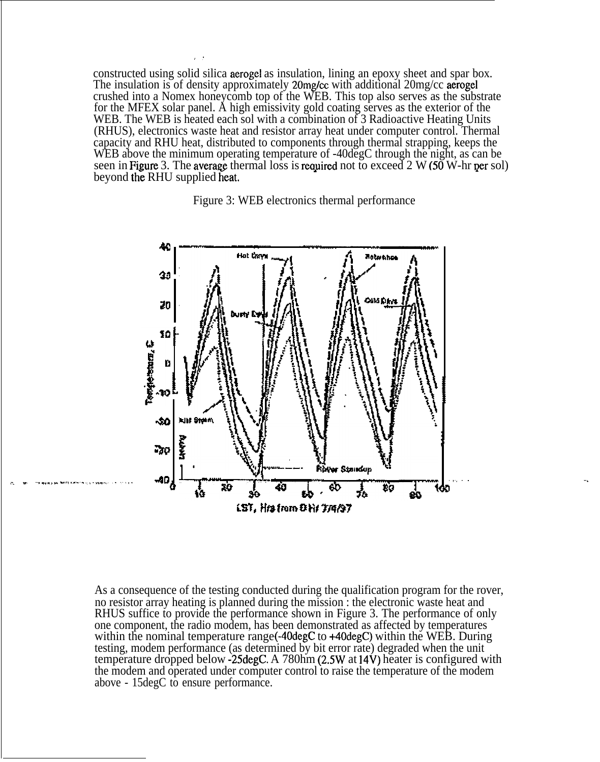constructed using solid silica aerogel as insulation, lining an epoxy sheet and spar box. The insulation is of density approximately 20mg/cc with additional 20mg/cc aerogel crushed into a Nomex honeycomb top of the WEB. This top also serves as the substrate for the MFEX solar panel. A high emissivity gold coating serves as the exterior of the WEB. The WEB is heated each sol with a combination of 3 Radioactive Heating Units (RHUS), electronics waste heat and resistor array heat under computer control. Thermal capacity and RHU heat, distributed to components through thermal strapping, keeps the WEB above the minimum operating temperature of -40degC through the night, as can be seen in Figure 3. The average thermal loss is required not to exceed 2 W (50 W-hr per sol) beyond the RHU supplied heat.

Figure 3: WEB electronics thermal performance

Hot Days
Rotwhhoe
Cold Days
Dusty Days
Kill Storm
Rover Standup
Temperature, C
40
30
20
10
0
-10
-30
-50
-70
-40
0 10 20 30 40 50 60 70 80 90 100
LST, Hrs from 0 Hr 7/4/97

As a consequence of the testing conducted during the qualification program for the rover, no resistor array heating is planned during the mission : the electronic waste heat and RHUS suffice to provide the performance shown in Figure 3. The performance of only one component, the radio modem, has been demonstrated as affected by temperatures within the nominal temperature range(-40degC to +40degC) within the WEB. During testing, modem performance (as determined by bit error rate) degraded when the unit temperature dropped below -25degC. A 780hm (2.5W at 14V) heater is configured with the modem and operated under computer control to raise the temperature of the modem above - 15degC to ensure performance.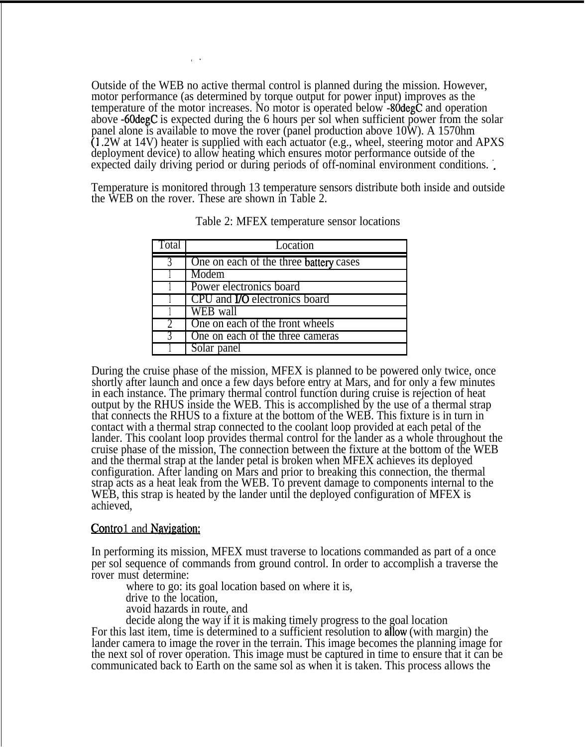Outside of the WEB no active thermal control is planned during the mission. However, motor performance (as determined by torque output for power input) improves as the temperature of the motor increases. No motor is operated below -80degC and operation above -60degC is expected during the 6 hours per sol when sufficient power from the solar panel alone is available to move the rover (panel production above 10W). A 157ohm (1.2W at 14V) heater is supplied with each actuator (e.g., wheel, steering motor and APXS deployment device) to allow heating which ensures motor performance outside of the expected daily driving period or during periods of off-nominal environment conditions.

Temperature is monitored through 13 temperature sensors distribute both inside and outside the WEB on the rover. These are shown in Table 2.

Table 2: MFEX temperature sensor locations

| Total | Location |
|---|---|
| 3 | One on each of the three battery cases |
| 1 | Modem |
| 1 | Power electronics board |
| 1 | CPU and I/O electronics board |
| 1 | WEB wall |
| 2 | One on each of the front wheels |
| 3 | One on each of the three cameras |
| 1 | Solar panel |

During the cruise phase of the mission, MFEX is planned to be powered only twice, once shortly after launch and once a few days before entry at Mars, and for only a few minutes in each instance. The primary thermal control function during cruise is rejection of heat output by the RHUS inside the WEB. This is accomplished by the use of a thermal strap that connects the RHUS to a fixture at the bottom of the WEB. This fixture is in turn in contact with a thermal strap connected to the coolant loop provided at each petal of the lander. This coolant loop provides thermal control for the lander as a whole throughout the cruise phase of the mission, The connection between the fixture at the bottom of the WEB and the thermal strap at the lander petal is broken when MFEX achieves its deployed configuration. After landing on Mars and prior to breaking this connection, the thermal strap acts as a heat leak from the WEB. To prevent damage to components internal to the WEB, this strap is heated by the lander until the deployed configuration of MFEX is achieved,

## Control and Navigation:

In performing its mission, MFEX must traverse to locations commanded as part of a once per sol sequence of commands from ground control. In order to accomplish a traverse the rover must determine:

- where to go: its goal location based on where it is,
- drive to the location,
- avoid hazards in route, and
- decide along the way if it is making timely progress to the goal location

For this last item, time is determined to a sufficient resolution to allow (with margin) the lander camera to image the rover in the terrain. This image becomes the planning image for the next sol of rover operation. This image must be captured in time to ensure that it can be communicated back to Earth on the same sol as when it is taken. This process allows the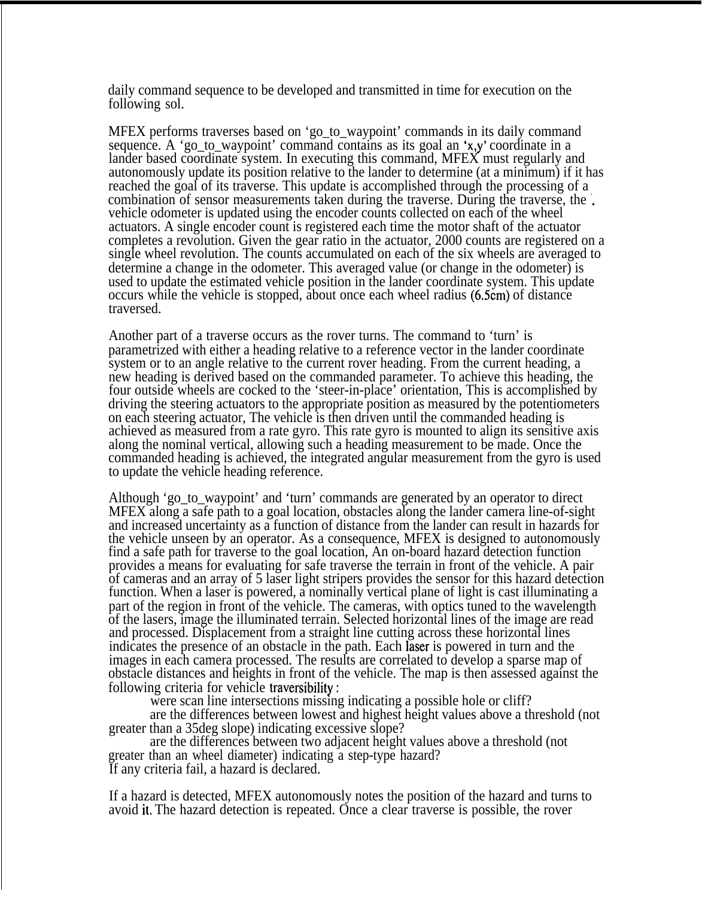daily command sequence to be developed and transmitted in time for execution on the following sol.

MFEX performs traverses based on 'go_to_waypoint' commands in its daily command sequence. A 'go_to_waypoint' command contains as its goal an 'x,y' coordinate in a lander based coordinate system. In executing this command, MFEX must regularly and autonomously update its position relative to the lander to determine (at a minimum) if it has reached the goal of its traverse. This update is accomplished through the processing of a combination of sensor measurements taken during the traverse. During the traverse, the vehicle odometer is updated using the encoder counts collected on each of the wheel actuators. A single encoder count is registered each time the motor shaft of the actuator completes a revolution. Given the gear ratio in the actuator, 2000 counts are registered on a single wheel revolution. The counts accumulated on each of the six wheels are averaged to determine a change in the odometer. This averaged value (or change in the odometer) is used to update the estimated vehicle position in the lander coordinate system. This update occurs while the vehicle is stopped, about once each wheel radius (6.5cm) of distance traversed.

Another part of a traverse occurs as the rover turns. The command to 'turn' is parametrized with either a heading relative to a reference vector in the lander coordinate system or to an angle relative to the current rover heading. From the current heading, a new heading is derived based on the commanded parameter. To achieve this heading, the four outside wheels are cocked to the 'steer-in-place' orientation, This is accomplished by driving the steering actuators to the appropriate position as measured by the potentiometers on each steering actuator, The vehicle is then driven until the commanded heading is achieved as measured from a rate gyro. This rate gyro is mounted to align its sensitive axis along the nominal vertical, allowing such a heading measurement to be made. Once the commanded heading is achieved, the integrated angular measurement from the gyro is used to update the vehicle heading reference.

Although 'go_to_waypoint' and 'turn' commands are generated by an operator to direct MFEX along a safe path to a goal location, obstacles along the lander camera line-of-sight and increased uncertainty as a function of distance from the lander can result in hazards for the vehicle unseen by an operator. As a consequence, MFEX is designed to autonomously find a safe path for traverse to the goal location, An on-board hazard detection function provides a means for evaluating for safe traverse the terrain in front of the vehicle. A pair of cameras and an array of 5 laser light stripers provides the sensor for this hazard detection function. When a laser is powered, a nominally vertical plane of light is cast illuminating a part of the region in front of the vehicle. The cameras, with optics tuned to the wavelength of the lasers, image the illuminated terrain. Selected horizontal lines of the image are read and processed. Displacement from a straight line cutting across these horizontal lines indicates the presence of an obstacle in the path. Each laser is powered in turn and the images in each camera processed. The results are correlated to develop a sparse map of obstacle distances and heights in front of the vehicle. The map is then assessed against the following criteria for vehicle traversibility:

were scan line intersections missing indicating a possible hole or cliff?

are the differences between lowest and highest height values above a threshold (not greater than a 35deg slope) indicating excessive slope?

are the differences between two adjacent height values above a threshold (not greater than an wheel diameter) indicating a step-type hazard?

If any criteria fail, a hazard is declared.

If a hazard is detected, MFEX autonomously notes the position of the hazard and turns to avoid it. The hazard detection is repeated. Once a clear traverse is possible, the rover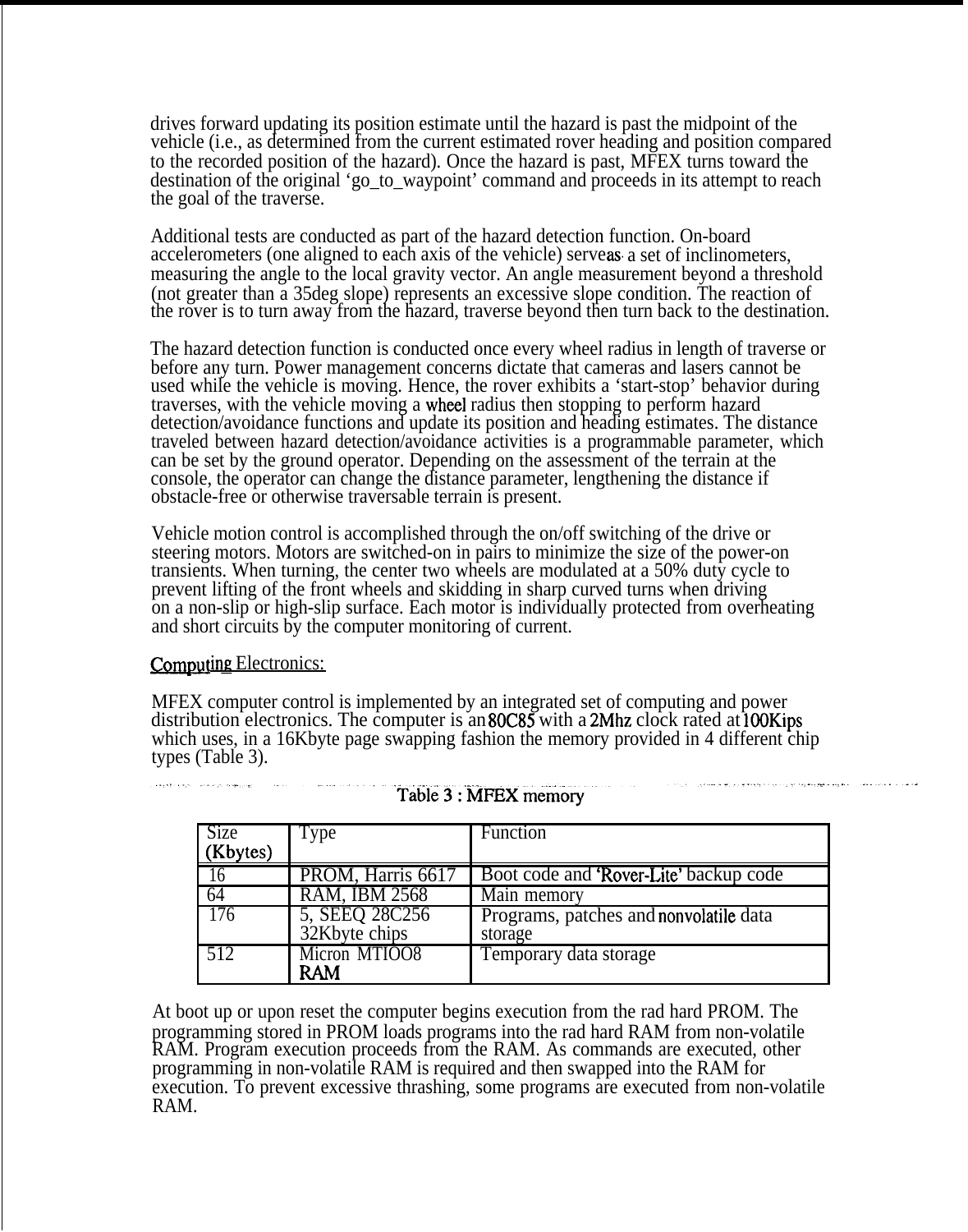drives forward updating its position estimate until the hazard is past the midpoint of the vehicle (i.e., as determined from the current estimated rover heading and position compared to the recorded position of the hazard). Once the hazard is past, MFEX turns toward the destination of the original 'go_to_waypoint' command and proceeds in its attempt to reach the goal of the traverse.

Additional tests are conducted as part of the hazard detection function. On-board accelerometers (one aligned to each axis of the vehicle) serve as a set of inclinometers, measuring the angle to the local gravity vector. An angle measurement beyond a threshold (not greater than a 35deg slope) represents an excessive slope condition. The reaction of the rover is to turn away from the hazard, traverse beyond then turn back to the destination.

The hazard detection function is conducted once every wheel radius in length of traverse or before any turn. Power management concerns dictate that cameras and lasers cannot be used while the vehicle is moving. Hence, the rover exhibits a 'start-stop' behavior during traverses, with the vehicle moving a wheel radius then stopping to perform hazard detection/avoidance functions and update its position and heading estimates. The distance traveled between hazard detection/avoidance activities is a programmable parameter, which can be set by the ground operator. Depending on the assessment of the terrain at the console, the operator can change the distance parameter, lengthening the distance if obstacle-free or otherwise traversable terrain is present.

Vehicle motion control is accomplished through the on/off switching of the drive or steering motors. Motors are switched-on in pairs to minimize the size of the power-on transients. When turning, the center two wheels are modulated at a 50% duty cycle to prevent lifting of the front wheels and skidding in sharp curved turns when driving on a non-slip or high-slip surface. Each motor is individually protected from overheating and short circuits by the computer monitoring of current.

Computing Electronics:

MFEX computer control is implemented by an integrated set of computing and power distribution electronics. The computer is an 80C85 with a 2Mhz clock rated at 100Kips which uses, in a 16Kbyte page swapping fashion the memory provided in 4 different chip types (Table 3).

Table 3 : MFEX memory

| Size (Kbytes) | Type | Function |
|---|---|---|
| 16 | PROM, Harris 6617 | Boot code and 'Rover-Lite' backup code |
| 64 | RAM, IBM 2568 | Main memory |
| 176 | 5, SEEQ 28C256 32Kbyte chips | Programs, patches and nonvolatile data storage |
| 512 | Micron MTIOO8 RAM | Temporary data storage |

At boot up or upon reset the computer begins execution from the rad hard PROM. The programming stored in PROM loads programs into the rad hard RAM from non-volatile RAM. Program execution proceeds from the RAM. As commands are executed, other programming in non-volatile RAM is required and then swapped into the RAM for execution. To prevent excessive thrashing, some programs are executed from non-volatile RAM.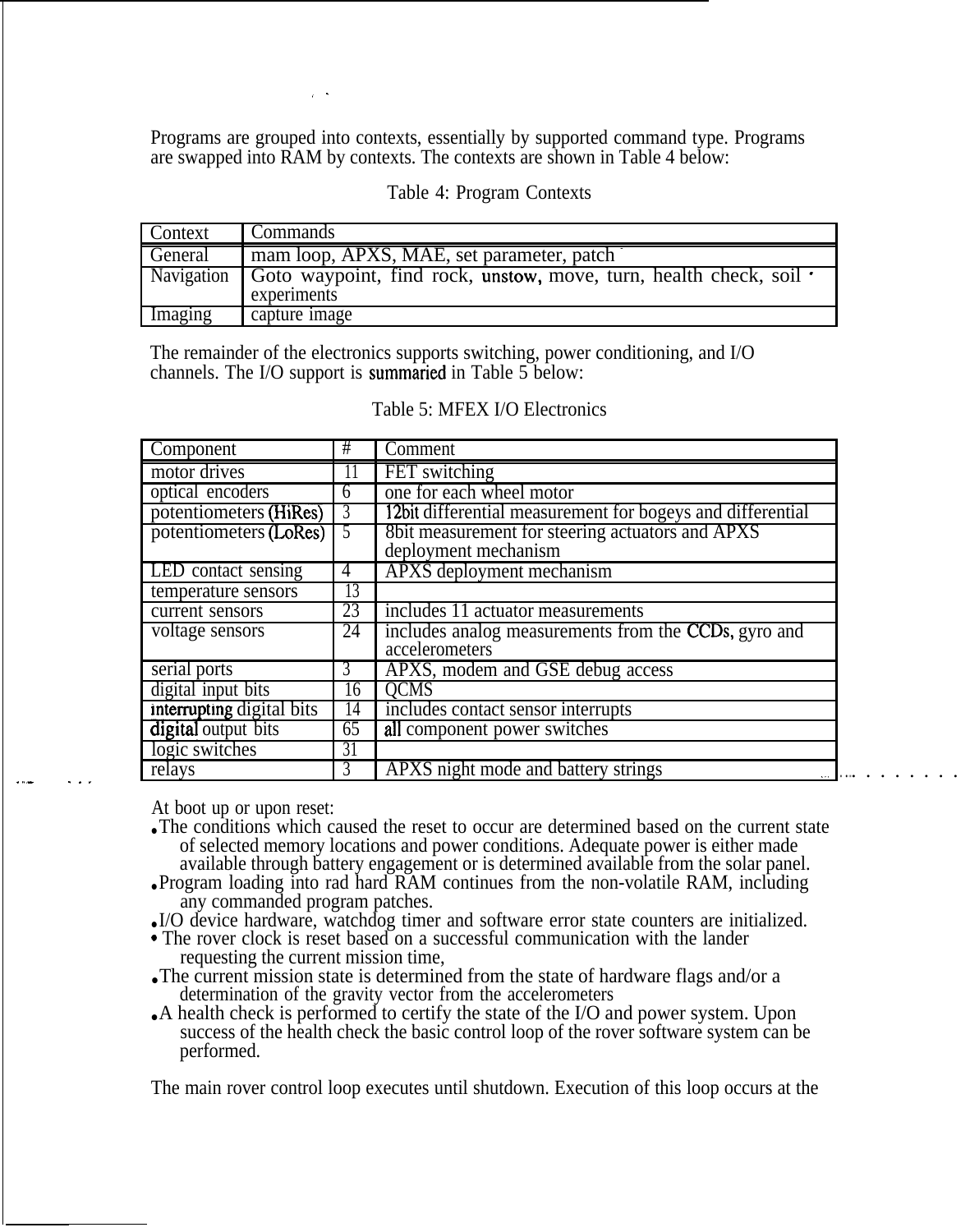Programs are grouped into contexts, essentially by supported command type. Programs are swapped into RAM by contexts. The contexts are shown in Table 4 below:

Table 4: Program Contexts

| Context | Commands |
|---|---|
| General | mam loop, APXS, MAE, set parameter, patch |
| Navigation | Goto waypoint, find rock, unstow, move, turn, health check, soil experiments |
| Imaging | capture image |

The remainder of the electronics supports switching, power conditioning, and I/O channels. The I/O support is summaried in Table 5 below:

Table 5: MFEX I/O Electronics

| Component | # | Comment |
|---|---|---|
| motor drives | 11 | FET switching |
| optical encoders | 6 | one for each wheel motor |
| potentiometers (HiRes) | 3 | 12bit differential measurement for bogeys and differential |
| potentiometers (LoRes) | 5 | 8bit measurement for steering actuators and APXS deployment mechanism |
| LED contact sensing | 4 | APXS deployment mechanism |
| temperature sensors | 13 | |
| current sensors | 23 | includes 11 actuator measurements |
| voltage sensors | 24 | includes analog measurements from the CCDs, gyro and accelerometers |
| serial ports | 3 | APXS, modem and GSE debug access |
| digital input bits | 16 | QCMS |
| interrupting digital bits | 14 | includes contact sensor interrupts |
| digital output bits | 65 | all component power switches |
| logic switches | 31 | |
| relays | 3 | APXS night mode and battery strings |

At boot up or upon reset:

- The conditions which caused the reset to occur are determined based on the current state of selected memory locations and power conditions. Adequate power is either made available through battery engagement or is determined available from the solar panel.
- Program loading into rad hard RAM continues from the non-volatile RAM, including any commanded program patches.
- I/O device hardware, watchdog timer and software error state counters are initialized.
- The rover clock is reset based on a successful communication with the lander requesting the current mission time,
- The current mission state is determined from the state of hardware flags and/or a determination of the gravity vector from the accelerometers
- A health check is performed to certify the state of the I/O and power system. Upon success of the health check the basic control loop of the rover software system can be performed.

The main rover control loop executes until shutdown. Execution of this loop occurs at the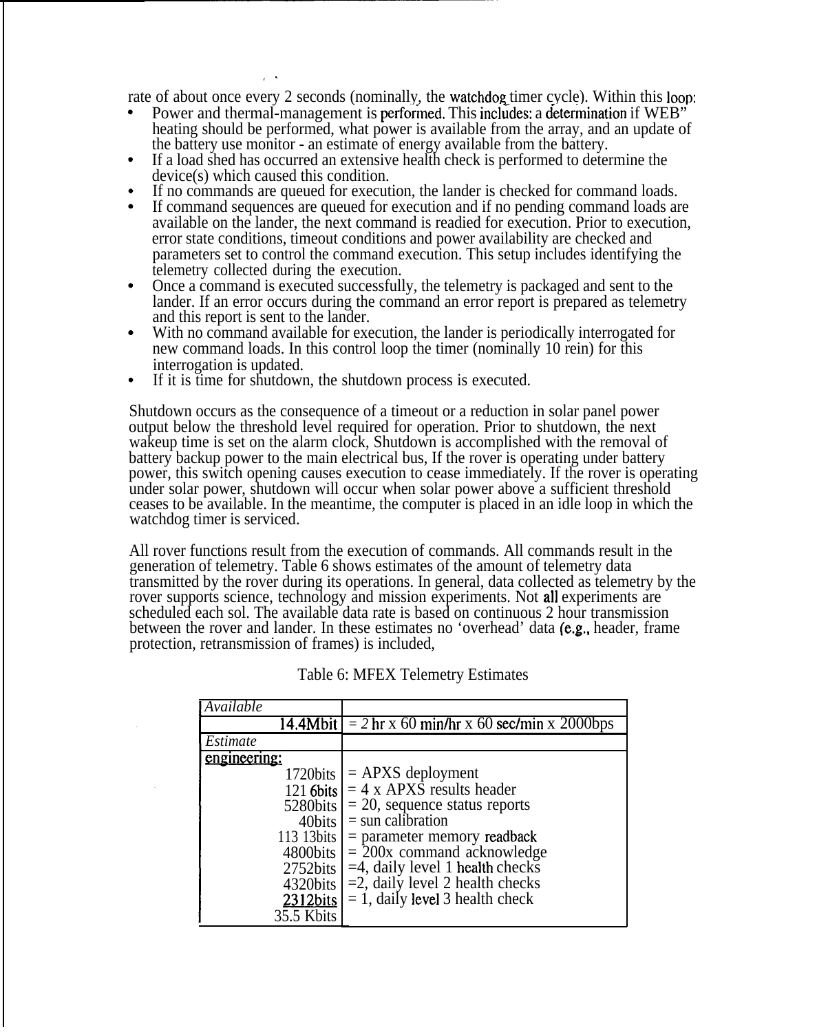rate of about once every 2 seconds (nominally, the watchdog timer cycle). Within this loop:

- Power and thermal-management is performed. This includes: a determination if WEB" heating should be performed, what power is available from the array, and an update of the battery use monitor - an estimate of energy available from the battery.
- If a load shed has occurred an extensive health check is performed to determine the device(s) which caused this condition.
- If no commands are queued for execution, the lander is checked for command loads.
- If command sequences are queued for execution and if no pending command loads are available on the lander, the next command is readied for execution. Prior to execution, error state conditions, timeout conditions and power availability are checked and parameters set to control the command execution. This setup includes identifying the telemetry collected during the execution.
- Once a command is executed successfully, the telemetry is packaged and sent to the lander. If an error occurs during the command an error report is prepared as telemetry and this report is sent to the lander.
- With no command available for execution, the lander is periodically interrogated for new command loads. In this control loop the timer (nominally 10 rein) for this interrogation is updated.
- If it is time for shutdown, the shutdown process is executed.

Shutdown occurs as the consequence of a timeout or a reduction in solar panel power output below the threshold level required for operation. Prior to shutdown, the next wakeup time is set on the alarm clock, Shutdown is accomplished with the removal of battery backup power to the main electrical bus, If the rover is operating under battery power, this switch opening causes execution to cease immediately. If the rover is operating under solar power, shutdown will occur when solar power above a sufficient threshold ceases to be available. In the meantime, the computer is placed in an idle loop in which the watchdog timer is serviced.

All rover functions result from the execution of commands. All commands result in the generation of telemetry. Table 6 shows estimates of the amount of telemetry data transmitted by the rover during its operations. In general, data collected as telemetry by the rover supports science, technology and mission experiments. Not all experiments are scheduled each sol. The available data rate is based on continuous 2 hour transmission between the rover and lander. In these estimates no 'overhead' data (e.g., header, frame protection, retransmission of frames) is included,

Table 6: MFEX Telemetry Estimates

| | |
|---|---|
| *Available* | |
| **14.4Mbit** | = *2* hr x 60 min/hr x 60 sec/min x 2000bps |
| *Estimate* | |
| **engineering:** | |
| 1720bits | = APXS deployment |
| 1216bits | = 4 x APXS results header |
| 5280bits | = 20, sequence status reports |
| 40bits | = sun calibration |
| 11313bits | = parameter memory readback |
| 4800bits | = 200x command acknowledge |
| 2752bits | =4, daily level 1 health checks |
| 4320bits | =2, daily level 2 health checks |
| 2312bits | = 1, daily level 3 health check |
| 35.5 Kbits | |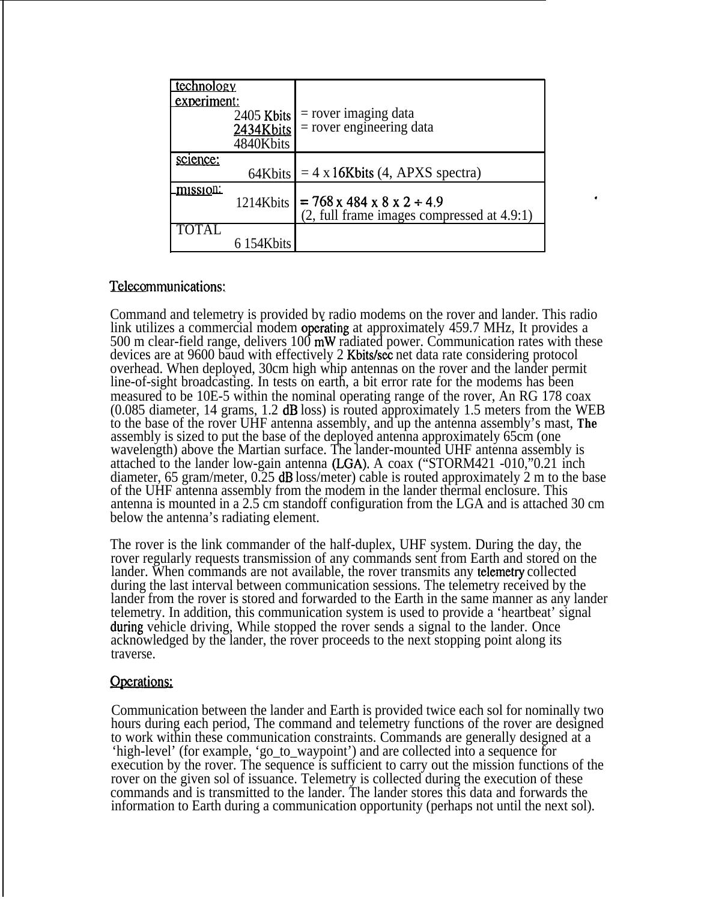| | |
|---|---|
| technology experiment: 2405 Kbits 2434Kbits 4840Kbits | = rover imaging data = rover engineering data |
| science: 64Kbits | = 4 x 16Kbits (4, APXS spectra) |
| mission: 1214Kbits | $= 768 \times 484 \times 8 \times 2 \div 4.9$ (2, full frame images compressed at 4.9:1) |
| TOTAL 6 154Kbits | |

### Telecommunications:

Command and telemetry is provided by radio modems on the rover and lander. This radio link utilizes a commercial modem operating at approximately 459.7 MHz, It provides a 500 m clear-field range, delivers 100 mW radiated power. Communication rates with these devices are at 9600 baud with effectively 2 Kbits/sec net data rate considering protocol overhead. When deployed, 30cm high whip antennas on the rover and the lander permit line-of-sight broadcasting. In tests on earth, a bit error rate for the modems has been measured to be 10E-5 within the nominal operating range of the rover, An RG 178 coax (0.085 diameter, 14 grams, 1.2 dB loss) is routed approximately 1.5 meters from the WEB to the base of the rover UHF antenna assembly, and up the antenna assembly's mast, The assembly is sized to put the base of the deployed antenna approximately 65cm (one wavelength) above the Martian surface. The lander-mounted UHF antenna assembly is attached to the lander low-gain antenna (LGA). A coax ("STORM421 -010,"0.21 inch diameter, 65 gram/meter, 0.25 dB loss/meter) cable is routed approximately 2 m to the base of the UHF antenna assembly from the modem in the lander thermal enclosure. This antenna is mounted in a 2.5 cm standoff configuration from the LGA and is attached 30 cm below the antenna's radiating element.

The rover is the link commander of the half-duplex, UHF system. During the day, the rover regularly requests transmission of any commands sent from Earth and stored on the lander. When commands are not available, the rover transmits any telemetry collected during the last interval between communication sessions. The telemetry received by the lander from the rover is stored and forwarded to the Earth in the same manner as any lander telemetry. In addition, this communication system is used to provide a 'heartbeat' signal during vehicle driving, While stopped the rover sends a signal to the lander. Once acknowledged by the lander, the rover proceeds to the next stopping point along its traverse.

### Operations:

Communication between the lander and Earth is provided twice each sol for nominally two hours during each period, The command and telemetry functions of the rover are designed to work within these communication constraints. Commands are generally designed at a 'high-level' (for example, 'go_to_waypoint') and are collected into a sequence for execution by the rover. The sequence is sufficient to carry out the mission functions of the rover on the given sol of issuance. Telemetry is collected during the execution of these commands and is transmitted to the lander. The lander stores this data and forwards the information to Earth during a communication opportunity (perhaps not until the next sol).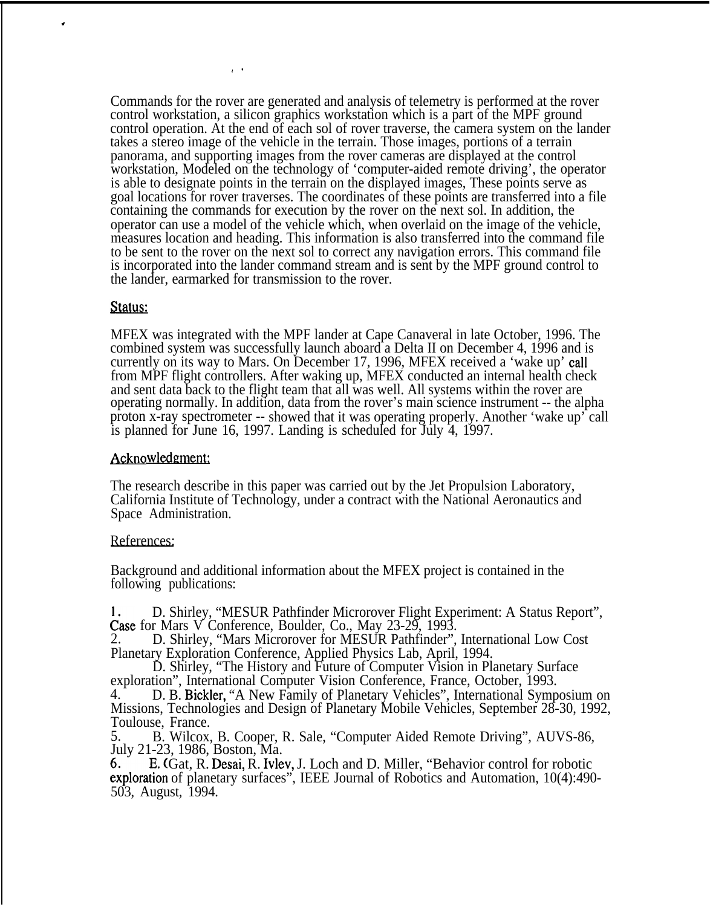Commands for the rover are generated and analysis of telemetry is performed at the rover control workstation, a silicon graphics workstation which is a part of the MPF ground control operation. At the end of each sol of rover traverse, the camera system on the lander takes a stereo image of the vehicle in the terrain. Those images, portions of a terrain panorama, and supporting images from the rover cameras are displayed at the control workstation, Modeled on the technology of 'computer-aided remote driving', the operator is able to designate points in the terrain on the displayed images, These points serve as goal locations for rover traverses. The coordinates of these points are transferred into a file containing the commands for execution by the rover on the next sol. In addition, the operator can use a model of the vehicle which, when overlaid on the image of the vehicle, measures location and heading. This information is also transferred into the command file to be sent to the rover on the next sol to correct any navigation errors. This command file is incorporated into the lander command stream and is sent by the MPF ground control to the lander, earmarked for transmission to the rover.

## Status:

MFEX was integrated with the MPF lander at Cape Canaveral in late October, 1996. The combined system was successfully launch aboard a Delta II on December 4, 1996 and is currently on its way to Mars. On December 17, 1996, MFEX received a 'wake up' call from MPF flight controllers. After waking up, MFEX conducted an internal health check and sent data back to the flight team that all was well. All systems within the rover are operating normally. In addition, data from the rover's main science instrument -- the alpha proton x-ray spectrometer -- showed that it was operating properly. Another 'wake up' call is planned for June 16, 1997. Landing is scheduled for July 4, 1997.

## Acknowledgment:

The research describe in this paper was carried out by the Jet Propulsion Laboratory, California Institute of Technology, under a contract with the National Aeronautics and Space Administration.

## References:

Background and additional information about the MFEX project is contained in the following publications:

1. D. Shirley, "MESUR Pathfinder Microrover Flight Experiment: A Status Report", Case for Mars V Conference, Boulder, Co., May 23-29, 1993.
2. D. Shirley, "Mars Microrover for MESUR Pathfinder", International Low Cost Planetary Exploration Conference, Applied Physics Lab, April, 1994.
3. D. Shirley, "The History and Future of Computer Vision in Planetary Surface exploration", International Computer Vision Conference, France, October, 1993.
4. D. B. Bickler, "A New Family of Planetary Vehicles", International Symposium on Missions, Technologies and Design of Planetary Mobile Vehicles, September 28-30, 1992, Toulouse, France.
5. B. Wilcox, B. Cooper, R. Sale, "Computer Aided Remote Driving", AUVS-86, July 21-23, 1986, Boston, Ma.
6. E. Gat, R. Desai, R. Ivlev, J. Loch and D. Miller, "Behavior control for robotic exploration of planetary surfaces", IEEE Journal of Robotics and Automation, 10(4):490-503, August, 1994.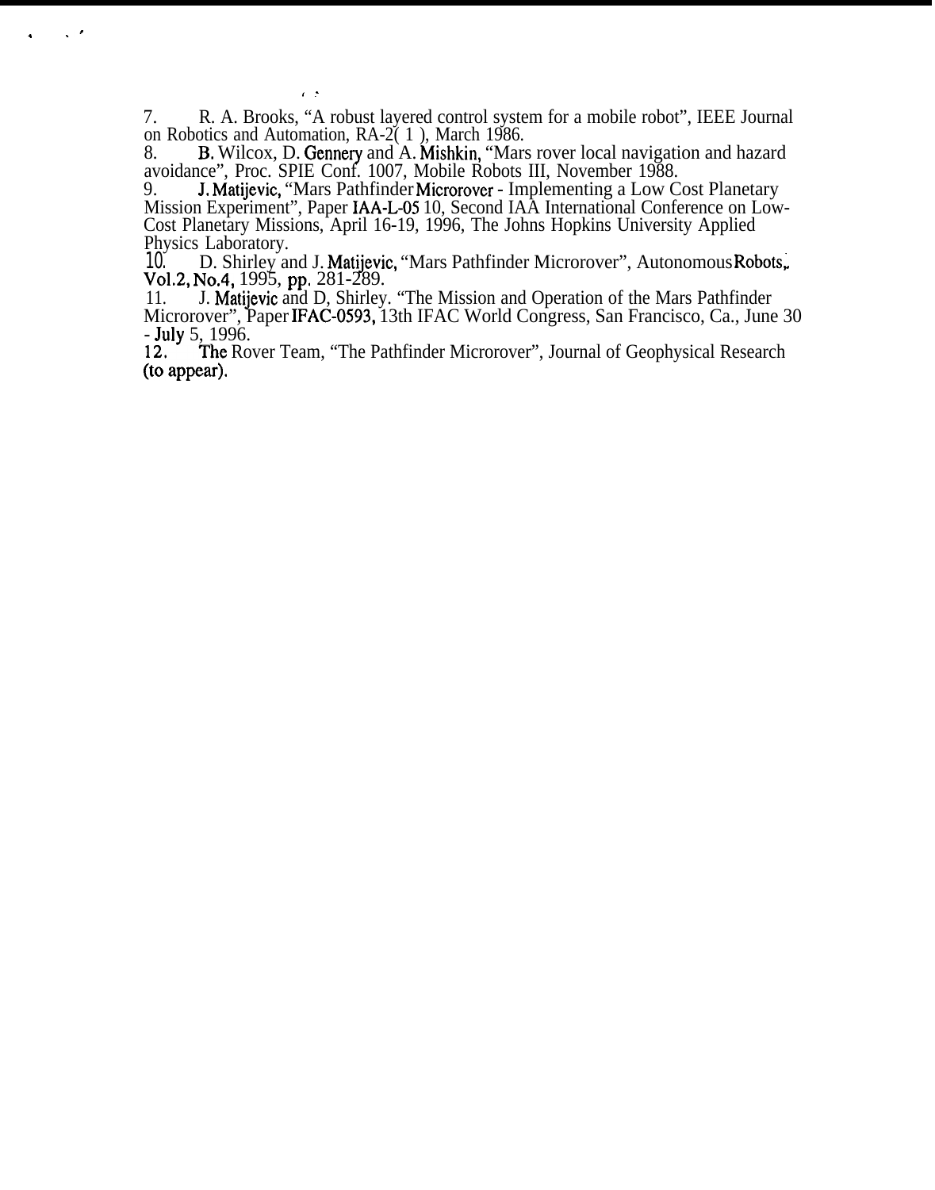7. R. A. Brooks, "A robust layered control system for a mobile robot", IEEE Journal on Robotics and Automation, RA-2( 1 ), March 1986.

8. B. Wilcox, D. Gennery and A. Mishkin, "Mars rover local navigation and hazard avoidance", Proc. SPIE Conf. 1007, Mobile Robots III, November 1988.

9. J. Matijevic, "Mars Pathfinder Microrover - Implementing a Low Cost Planetary Mission Experiment", Paper IAA-L-05 10, Second IAA International Conference on Low-Cost Planetary Missions, April 16-19, 1996, The Johns Hopkins University Applied Physics Laboratory.

10. D. Shirley and J. Matijevic, "Mars Pathfinder Microrover", Autonomous Robots, Vol.2, No.4, 1995, pp. 281-289.

11. J. Matijevic and D, Shirley. "The Mission and Operation of the Mars Pathfinder Microrover", Paper IFAC-0593, 13th IFAC World Congress, San Francisco, Ca., June 30 - July 5, 1996.

12. The Rover Team, "The Pathfinder Microrover", Journal of Geophysical Research (to appear).